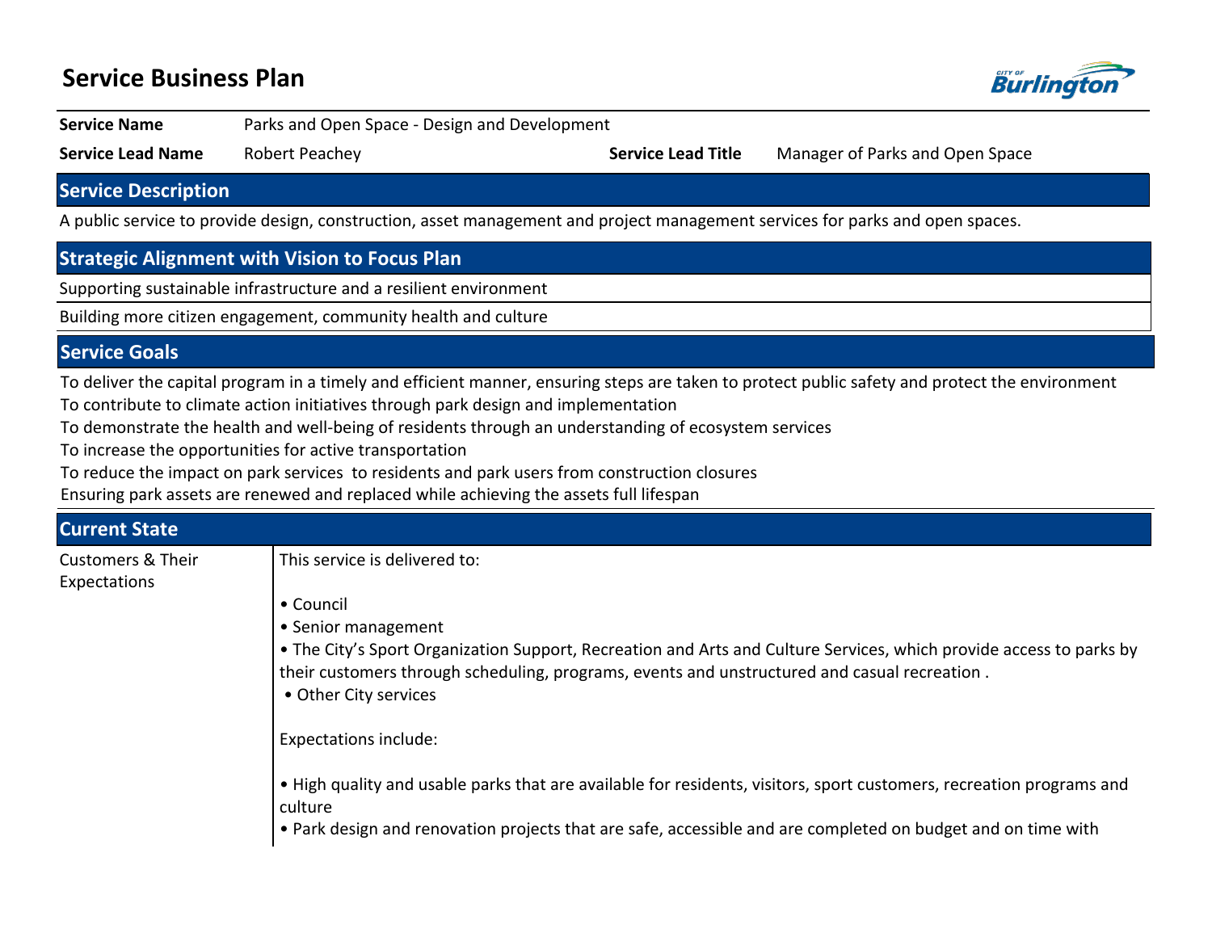# Service Business Plan

| | | | |
|---|---|---|---|
| **Service Name** | Parks and Open Space - Design and Development | | |
| **Service Lead Name** | Robert Peachey | **Service Lead Title** | Manager of Parks and Open Space |

## Service Description

A public service to provide design, construction, asset management and project management services for parks and open spaces.

## Strategic Alignment with Vision to Focus Plan

Supporting sustainable infrastructure and a resilient environment

Building more citizen engagement, community health and culture

## Service Goals

To deliver the capital program in a timely and efficient manner, ensuring steps are taken to protect public safety and protect the environment

To contribute to climate action initiatives through park design and implementation

To demonstrate the health and well-being of residents through an understanding of ecosystem services

To increase the opportunities for active transportation

To reduce the impact on park services to residents and park users from construction closures

Ensuring park assets are renewed and replaced while achieving the assets full lifespan

## Current State

**Customers & Their Expectations**

This service is delivered to:

- Council
- Senior management
- The City's Sport Organization Support, Recreation and Arts and Culture Services, which provide access to parks by their customers through scheduling, programs, events and unstructured and casual recreation .
- Other City services

Expectations include:

- High quality and usable parks that are available for residents, visitors, sport customers, recreation programs and culture
- Park design and renovation projects that are safe, accessible and are completed on budget and on time with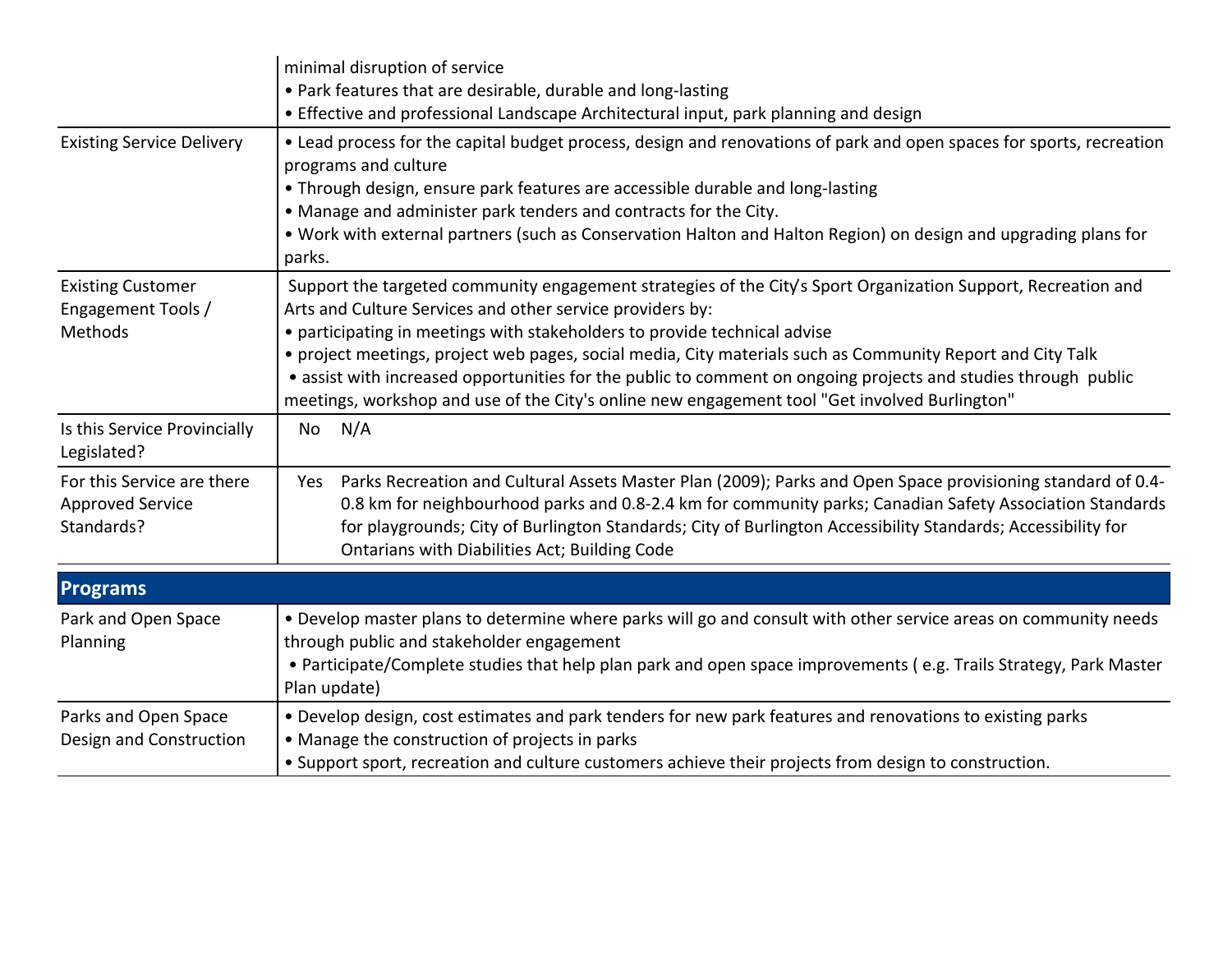| | |
|---|---|
| | minimal disruption of service<br>• Park features that are desirable, durable and long-lasting<br>• Effective and professional Landscape Architectural input, park planning and design |
| Existing Service Delivery | • Lead process for the capital budget process, design and renovations of park and open spaces for sports, recreation programs and culture<br>• Through design, ensure park features are accessible durable and long-lasting<br>• Manage and administer park tenders and contracts for the City.<br>• Work with external partners (such as Conservation Halton and Halton Region) on design and upgrading plans for parks. |
| Existing Customer Engagement Tools / Methods | Support the targeted community engagement strategies of the City's Sport Organization Support, Recreation and Arts and Culture Services and other service providers by:<br>• participating in meetings with stakeholders to provide technical advise<br>• project meetings, project web pages, social media, City materials such as Community Report and City Talk<br>• assist with increased opportunities for the public to comment on ongoing projects and studies through public meetings, workshop and use of the City's online new engagement tool "Get involved Burlington" |
| Is this Service Provincially Legislated? | No N/A |
| For this Service are there Approved Service Standards? | Yes Parks Recreation and Cultural Assets Master Plan (2009); Parks and Open Space provisioning standard of 0.4-0.8 km for neighbourhood parks and 0.8-2.4 km for community parks; Canadian Safety Association Standards for playgrounds; City of Burlington Standards; City of Burlington Accessibility Standards; Accessibility for Ontarians with Diabilities Act; Building Code |

## Programs

| | |
|---|---|
| Park and Open Space Planning | • Develop master plans to determine where parks will go and consult with other service areas on community needs through public and stakeholder engagement<br>• Participate/Complete studies that help plan park and open space improvements ( e.g. Trails Strategy, Park Master Plan update) |
| Parks and Open Space Design and Construction | • Develop design, cost estimates and park tenders for new park features and renovations to existing parks<br>• Manage the construction of projects in parks<br>• Support sport, recreation and culture customers achieve their projects from design to construction. |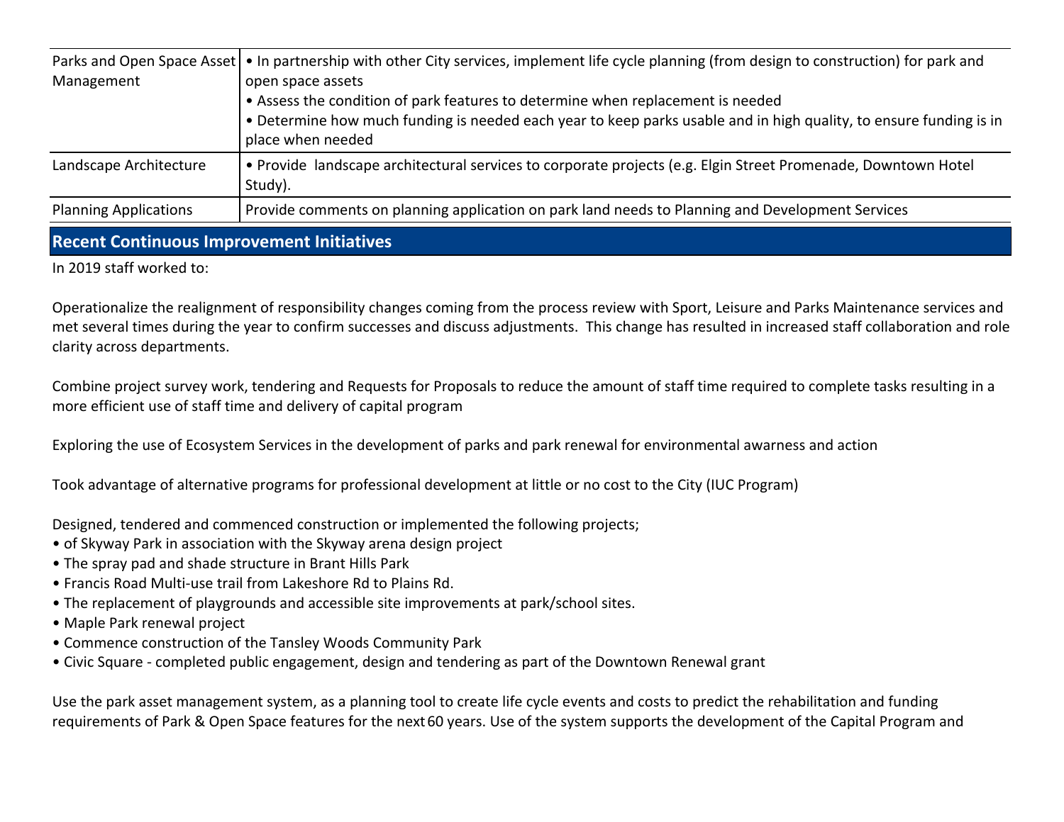| | |
|---|---|
| Parks and Open Space Asset Management | • In partnership with other City services, implement life cycle planning (from design to construction) for park and open space assets<br>• Assess the condition of park features to determine when replacement is needed<br>• Determine how much funding is needed each year to keep parks usable and in high quality, to ensure funding is in place when needed |
| Landscape Architecture | • Provide landscape architectural services to corporate projects (e.g. Elgin Street Promenade, Downtown Hotel Study). |
| Planning Applications | Provide comments on planning application on park land needs to Planning and Development Services |

## Recent Continuous Improvement Initiatives

In 2019 staff worked to:

Operationalize the realignment of responsibility changes coming from the process review with Sport, Leisure and Parks Maintenance services and met several times during the year to confirm successes and discuss adjustments. This change has resulted in increased staff collaboration and role clarity across departments.

Combine project survey work, tendering and Requests for Proposals to reduce the amount of staff time required to complete tasks resulting in a more efficient use of staff time and delivery of capital program

Exploring the use of Ecosystem Services in the development of parks and park renewal for environmental awarness and action

Took advantage of alternative programs for professional development at little or no cost to the City (IUC Program)

Designed, tendered and commenced construction or implemented the following projects;

- of Skyway Park in association with the Skyway arena design project
- The spray pad and shade structure in Brant Hills Park
- Francis Road Multi-use trail from Lakeshore Rd to Plains Rd.
- The replacement of playgrounds and accessible site improvements at park/school sites.
- Maple Park renewal project
- Commence construction of the Tansley Woods Community Park
- Civic Square - completed public engagement, design and tendering as part of the Downtown Renewal grant

Use the park asset management system, as a planning tool to create life cycle events and costs to predict the rehabilitation and funding requirements of Park & Open Space features for the next 60 years. Use of the system supports the development of the Capital Program and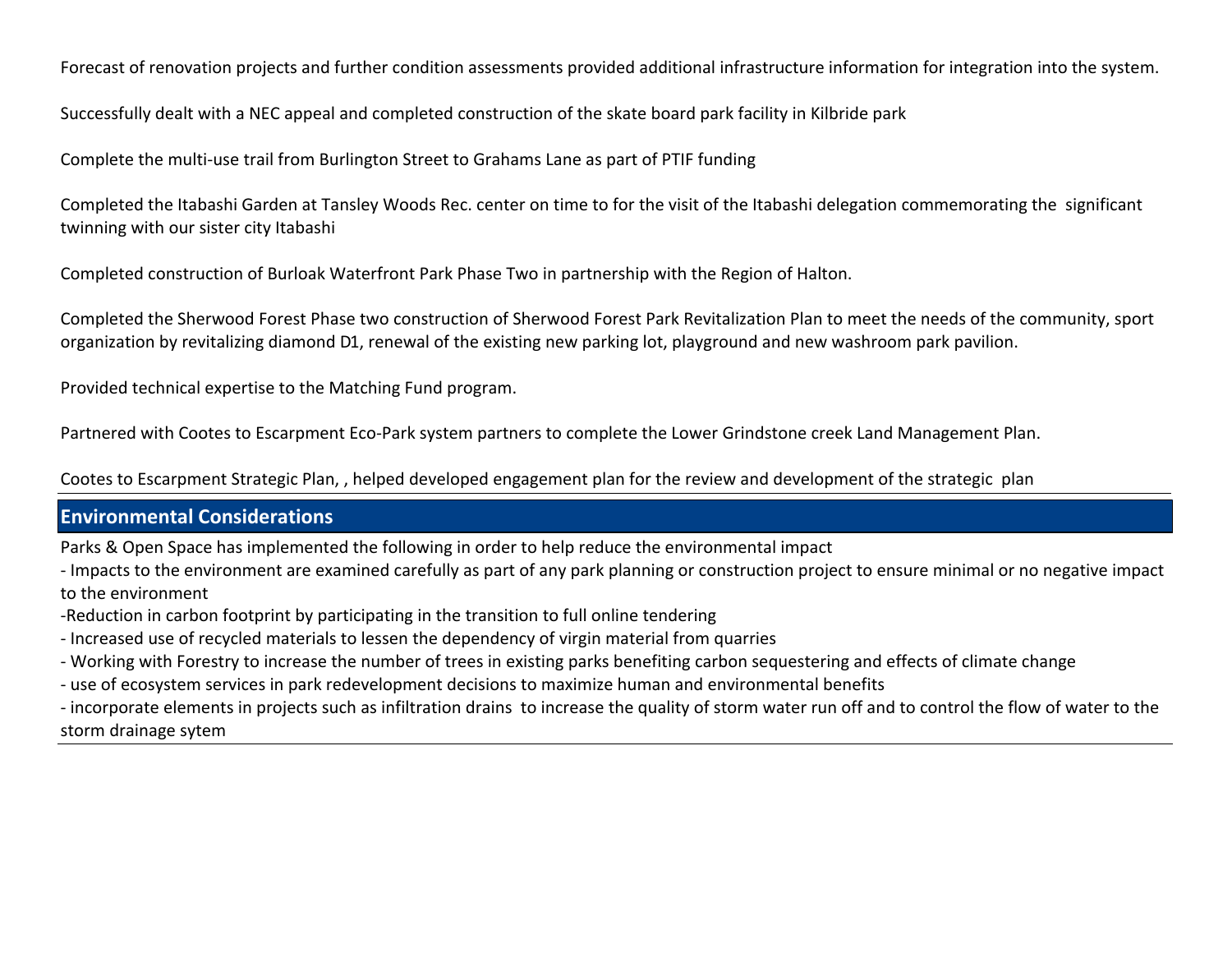Forecast of renovation projects and further condition assessments provided additional infrastructure information for integration into the system.

Successfully dealt with a NEC appeal and completed construction of the skate board park facility in Kilbride park

Complete the multi-use trail from Burlington Street to Grahams Lane as part of PTIF funding

Completed the Itabashi Garden at Tansley Woods Rec. center on time to for the visit of the Itabashi delegation commemorating the significant twinning with our sister city Itabashi

Completed construction of Burloak Waterfront Park Phase Two in partnership with the Region of Halton.

Completed the Sherwood Forest Phase two construction of Sherwood Forest Park Revitalization Plan to meet the needs of the community, sport organization by revitalizing diamond D1, renewal of the existing new parking lot, playground and new washroom park pavilion.

Provided technical expertise to the Matching Fund program.

Partnered with Cootes to Escarpment Eco-Park system partners to complete the Lower Grindstone creek Land Management Plan.

Cootes to Escarpment Strategic Plan, , helped developed engagement plan for the review and development of the strategic plan

## Environmental Considerations

Parks & Open Space has implemented the following in order to help reduce the environmental impact

- Impacts to the environment are examined carefully as part of any park planning or construction project to ensure minimal or no negative impact to the environment
- Reduction in carbon footprint by participating in the transition to full online tendering
- Increased use of recycled materials to lessen the dependency of virgin material from quarries
- Working with Forestry to increase the number of trees in existing parks benefiting carbon sequestering and effects of climate change
- use of ecosystem services in park redevelopment decisions to maximize human and environmental benefits
- incorporate elements in projects such as infiltration drains to increase the quality of storm water run off and to control the flow of water to the storm drainage sytem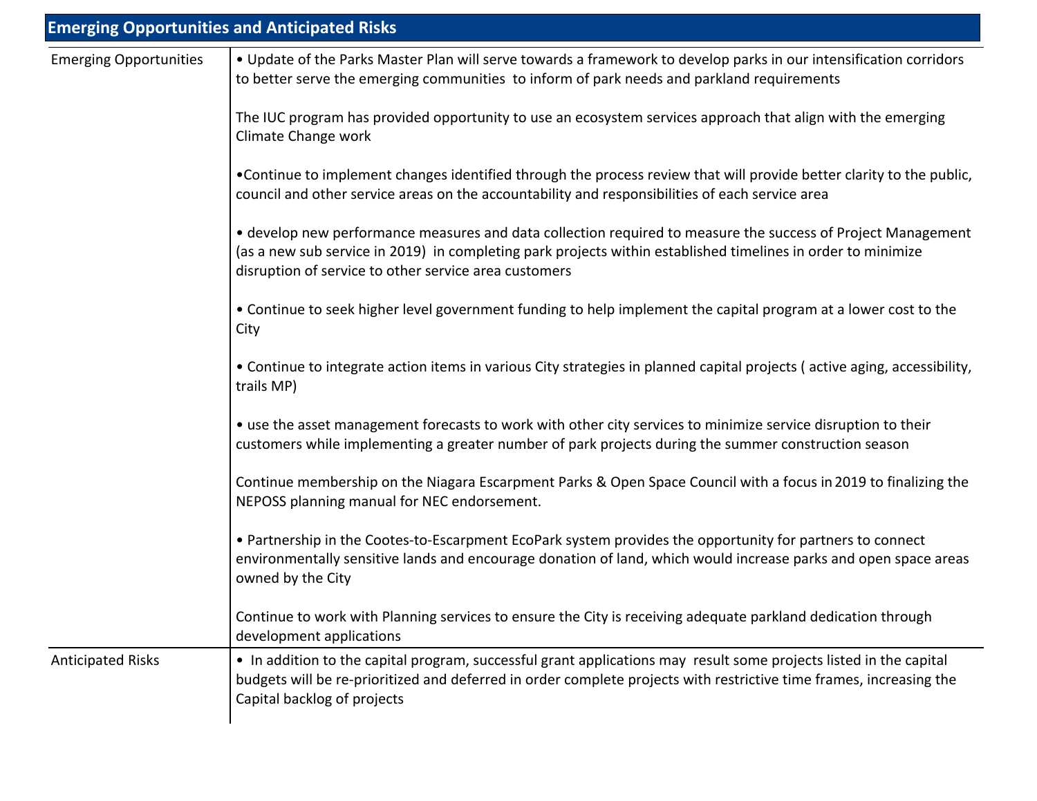| Emerging Opportunities and Anticipated Risks | |
|---|---|
| Emerging Opportunities | • Update of the Parks Master Plan will serve towards a framework to develop parks in our intensification corridors to better serve the emerging communities to inform of park needs and parkland requirements<br><br>The IUC program has provided opportunity to use an ecosystem services approach that align with the emerging Climate Change work<br><br>•Continue to implement changes identified through the process review that will provide better clarity to the public, council and other service areas on the accountability and responsibilities of each service area<br><br>• develop new performance measures and data collection required to measure the success of Project Management (as a new sub service in 2019) in completing park projects within established timelines in order to minimize disruption of service to other service area customers<br><br>• Continue to seek higher level government funding to help implement the capital program at a lower cost to the City<br><br>• Continue to integrate action items in various City strategies in planned capital projects ( active aging, accessibility, trails MP)<br><br>• use the asset management forecasts to work with other city services to minimize service disruption to their customers while implementing a greater number of park projects during the summer construction season<br><br>Continue membership on the Niagara Escarpment Parks & Open Space Council with a focus in 2019 to finalizing the NEPOSS planning manual for NEC endorsement.<br><br>• Partnership in the Cootes-to-Escarpment EcoPark system provides the opportunity for partners to connect environmentally sensitive lands and encourage donation of land, which would increase parks and open space areas owned by the City<br><br>Continue to work with Planning services to ensure the City is receiving adequate parkland dedication through development applications |
| Anticipated Risks | • In addition to the capital program, successful grant applications may result some projects listed in the capital budgets will be re-prioritized and deferred in order complete projects with restrictive time frames, increasing the Capital backlog of projects |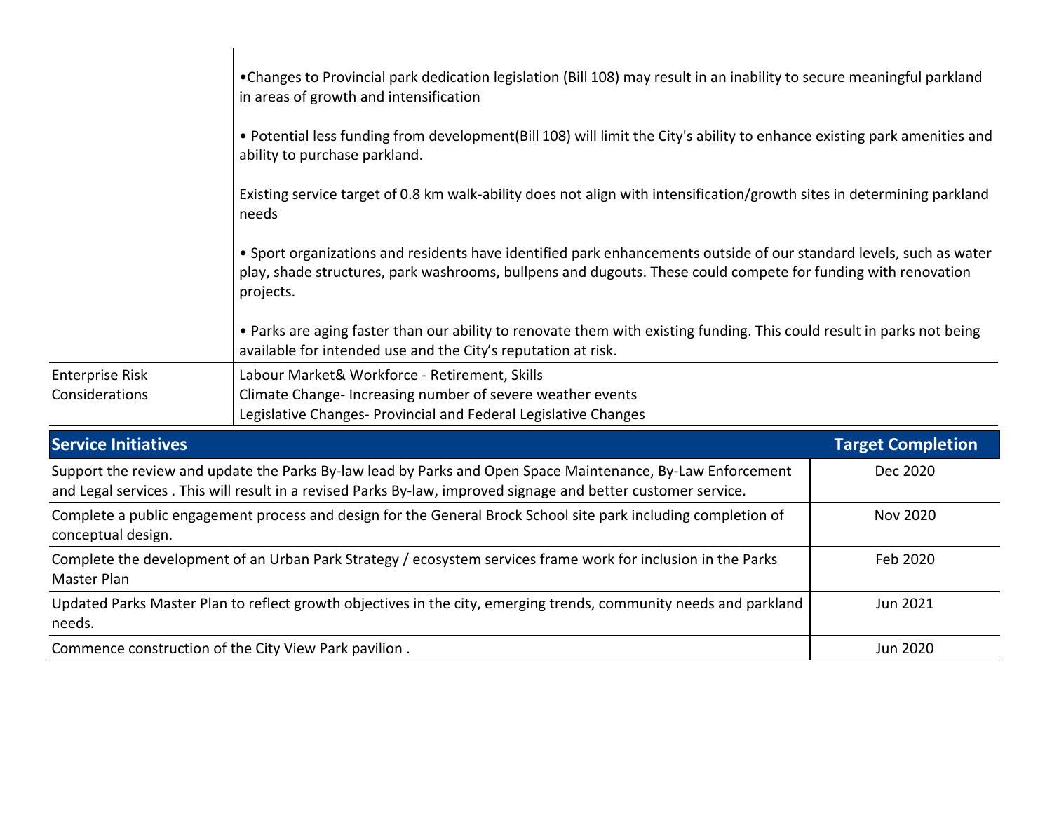| | |
|---|---|
| | •Changes to Provincial park dedication legislation (Bill 108) may result in an inability to secure meaningful parkland in areas of growth and intensification<br><br>• Potential less funding from development(Bill 108) will limit the City's ability to enhance existing park amenities and ability to purchase parkland.<br><br>Existing service target of 0.8 km walk-ability does not align with intensification/growth sites in determining parkland needs<br><br>• Sport organizations and residents have identified park enhancements outside of our standard levels, such as water play, shade structures, park washrooms, bullpens and dugouts. These could compete for funding with renovation projects.<br><br>• Parks are aging faster than our ability to renovate them with existing funding. This could result in parks not being available for intended use and the City's reputation at risk. |
| Enterprise Risk Considerations | Labour Market& Workforce - Retirement, Skills<br>Climate Change- Increasing number of severe weather events<br>Legislative Changes- Provincial and Federal Legislative Changes |

| Service Initiatives | Target Completion |
|---|---|
| Support the review and update the Parks By-law lead by Parks and Open Space Maintenance, By-Law Enforcement and Legal services . This will result in a revised Parks By-law, improved signage and better customer service. | Dec 2020 |
| Complete a public engagement process and design for the General Brock School site park including completion of conceptual design. | Nov 2020 |
| Complete the development of an Urban Park Strategy / ecosystem services frame work for inclusion in the Parks Master Plan | Feb 2020 |
| Updated Parks Master Plan to reflect growth objectives in the city, emerging trends, community needs and parkland needs. | Jun 2021 |
| Commence construction of the City View Park pavilion . | Jun 2020 |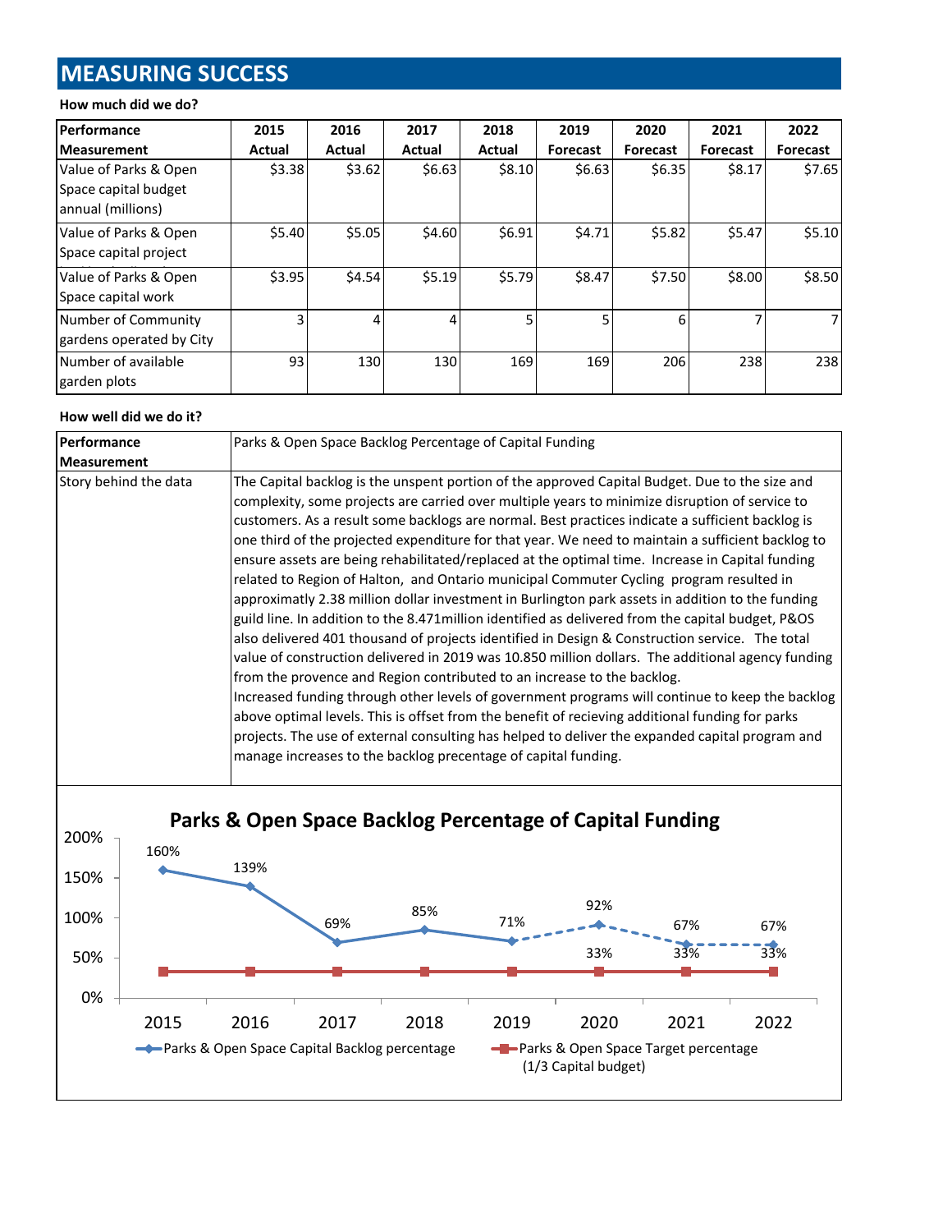## MEASURING SUCCESS

**How much did we do?**

| Performance Measurement | 2015 Actual | 2016 Actual | 2017 Actual | 2018 Actual | 2019 Forecast | 2020 Forecast | 2021 Forecast | 2022 Forecast |
|---|---|---|---|---|---|---|---|---|
| Value of Parks & Open Space capital budget annual (millions) | $3.38 | $3.62 | $6.63 | $8.10 | $6.63 | $6.35 | $8.17 | $7.65 |
| Value of Parks & Open Space capital project | $5.40 | $5.05 | $4.60 | $6.91 | $4.71 | $5.82 | $5.47 | $5.10 |
| Value of Parks & Open Space capital work | $3.95 | $4.54 | $5.19 | $5.79 | $8.47 | $7.50 | $8.00 | $8.50 |
| Number of Community gardens operated by City | 3 | 4 | 4 | 5 | 5 | 6 | 7 | 7 |
| Number of available garden plots | 93 | 130 | 130 | 169 | 169 | 206 | 238 | 238 |

**How well did we do it?**

| Performance Measurement | Parks & Open Space Backlog Percentage of Capital Funding |
|---|---|
| Story behind the data | The Capital backlog is the unspent portion of the approved Capital Budget. Due to the size and complexity, some projects are carried over multiple years to minimize disruption of service to customers. As a result some backlogs are normal. Best practices indicate a sufficient backlog is one third of the projected expenditure for that year. We need to maintain a sufficient backlog to ensure assets are being rehabilitated/replaced at the optimal time. Increase in Capital funding related to Region of Halton, and Ontario municipal Commuter Cycling program resulted in approximatly 2.38 million dollar investment in Burlington park assets in addition to the funding guild line. In addition to the 8.471million identified as delivered from the capital budget, P&OS also delivered 401 thousand of projects identified in Design & Construction service. The total value of construction delivered in 2019 was 10.850 million dollars. The additional agency funding from the provence and Region contributed to an increase to the backlog.<br>Increased funding through other levels of government programs will continue to keep the backlog above optimal levels. This is offset from the benefit of recieving additional funding for parks projects. The use of external consulting has helped to deliver the expanded capital program and manage increases to the backlog precentage of capital funding. |

**Parks & Open Space Backlog Percentage of Capital Funding**

| Year | Parks & Open Space Capital Backlog percentage | Parks & Open Space Target percentage (1/3 Capital budget) |
|---|---|---|
| 2015 | 160% | 33% |
| 2016 | 139% | 33% |
| 2017 | 69% | 33% |
| 2018 | 85% | 33% |
| 2019 | 71% | 33% |
| 2020 | 92% | 33% |
| 2021 | 67% | 33% |
| 2022 | 67% | 33% |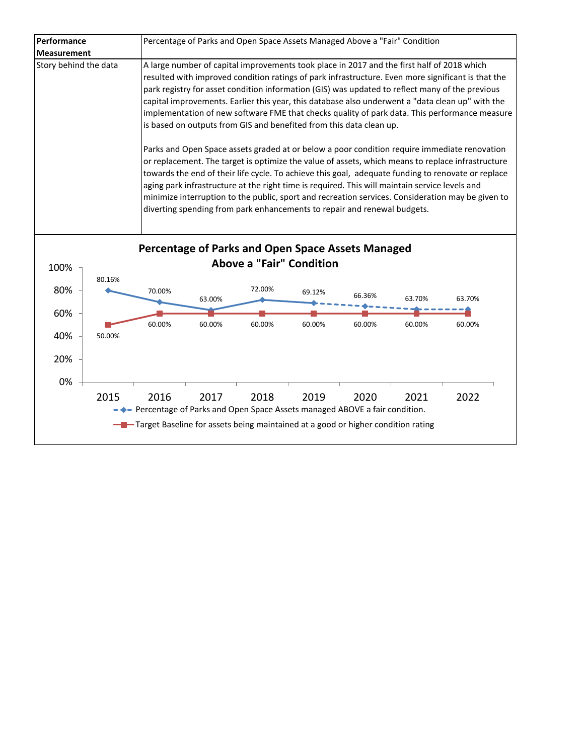| Performance Measurement | Percentage of Parks and Open Space Assets Managed Above a "Fair" Condition |
|---|---|
| Story behind the data | A large number of capital improvements took place in 2017 and the first half of 2018 which resulted with improved condition ratings of park infrastructure. Even more significant is that the park registry for asset condition information (GIS) was updated to reflect many of the previous capital improvements. Earlier this year, this database also underwent a "data clean up" with the implementation of new software FME that checks quality of park data. This performance measure is based on outputs from GIS and benefited from this data clean up.<br><br>Parks and Open Space assets graded at or below a poor condition require immediate renovation or replacement. The target is optimize the value of assets, which means to replace infrastructure towards the end of their life cycle. To achieve this goal, adequate funding to renovate or replace aging park infrastructure at the right time is required. This will maintain service levels and minimize interruption to the public, sport and recreation services. Consideration may be given to diverting spending from park enhancements to repair and renewal budgets. |

**Percentage of Parks and Open Space Assets Managed Above a "Fair" Condition**

| Year | Percentage of Parks and Open Space Assets managed ABOVE a fair condition. | Target Baseline for assets being maintained at a good or higher condition rating |
|---|---|---|
| 2015 | 80.16% | 50.00% |
| 2016 | 70.00% | 60.00% |
| 2017 | 63.00% | 60.00% |
| 2018 | 72.00% | 60.00% |
| 2019 | 69.12% | 60.00% |
| 2020 | 66.36% | 60.00% |
| 2021 | 63.70% | 60.00% |
| 2022 | 63.70% | 60.00% |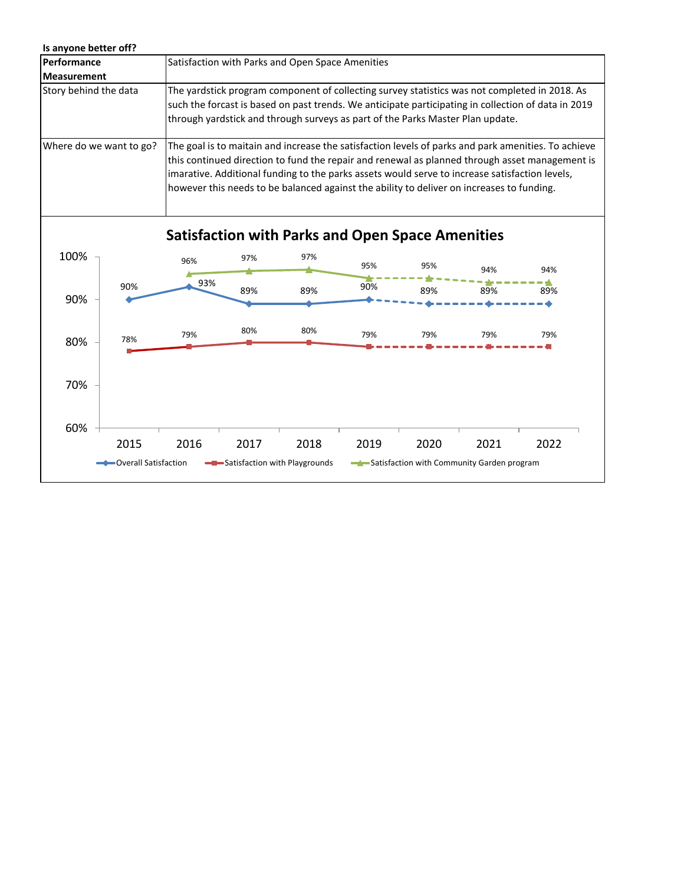**Is anyone better off?**

| | |
|---|---|
| **Performance Measurement** | Satisfaction with Parks and Open Space Amenities |
| Story behind the data | The yardstick program component of collecting survey statistics was not completed in 2018. As such the forcast is based on past trends. We anticipate participating in collection of data in 2019 through yardstick and through surveys as part of the Parks Master Plan update. |
| Where do we want to go? | The goal is to maitain and increase the satisfaction levels of parks and park amenities. To achieve this continued direction to fund the repair and renewal as planned through asset management is imarative. Additional funding to the parks assets would serve to increase satisfaction levels, however this needs to be balanced against the ability to deliver on increases to funding. |

**Satisfaction with Parks and Open Space Amenities**

100%
90%
80%
70%
60%

2015 2016 2017 2018 2019 2020 2021 2022

96% 97% 97% 95% 95% 94% 94%

90% 93% 89% 89% 90% 89% 89% 89%

78% 79% 80% 80% 79% 79% 79% 79%

Overall Satisfaction
Satisfaction with Playgrounds
Satisfaction with Community Garden program